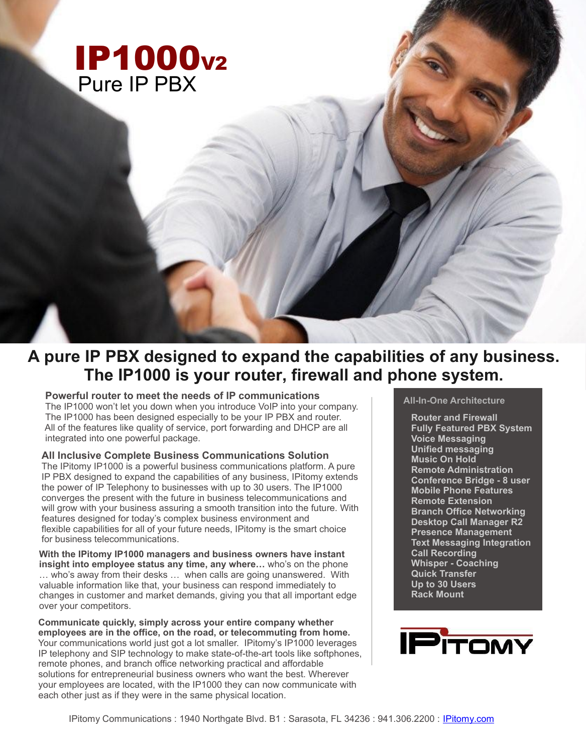# IP1000v2

## Pure IP PBX

## A pure IP PBX designed to expand the capabilities of any business. The IP1000 is your router, firewall and phone system.

### Powerful router to meet the needs of IP communications

The IP1000 won't let you down when you introduce VoIP into your company. The IP1000 has been designed especially to be your IP PBX and router. All of the features like quality of service, port forwarding and DHCP are all integrated into one powerful package.

### All Inclusive Complete Business Communications Solution

The IPitomy IP1000 is a powerful business communications platform. A pure IP PBX designed to expand the capabilities of any business, IPitomy extends the power of IP Telephony to businesses with up to 30 users. The IP1000 converges the present with the future in business telecommunications and will grow with your business assuring a smooth transition into the future. With features designed for today's complex business environment and flexible capabilities for all of your future needs, IPitomy is the smart choice for business telecommunications.

**With the IPitomy IP1000 managers and business owners have instant insight into employee status any time, any where…** who's on the phone … who's away from their desks … when calls are going unanswered. With valuable information like that, your business can respond immediately to changes in customer and market demands, giving you that all important edge over your competitors.

**Communicate quickly, simply across your entire company whether employees are in the office, on the road, or telecommuting from home.** Your communications world just got a lot smaller. IPitomy's IP1000 leverages IP telephony and SIP technology to make state-of-the-art tools like softphones, remote phones, and branch office networking practical and affordable solutions for entrepreneurial business owners who want the best. Wherever your employees are located, with the IP1000 they can now communicate with each other just as if they were in the same physical location.

### All-In-One Architecture

- Router and Firewall
- Fully Featured PBX System
- Voice Messaging
- Unified messaging
- Music On Hold
- Remote Administration
- Conference Bridge - 8 user
- Mobile Phone Features
- Remote Extension
- Branch Office Networking
- Desktop Call Manager R2
- Presence Management
- Text Messaging Integration
- Call Recording
- Whisper - Coaching
- Quick Transfer
- Up to 30 Users
- Rack Mount

IPITOMY

IPitomy Communications : 1940 Northgate Blvd. B1 : Sarasota, FL 34236 : 941.306.2200 : IPitomy.com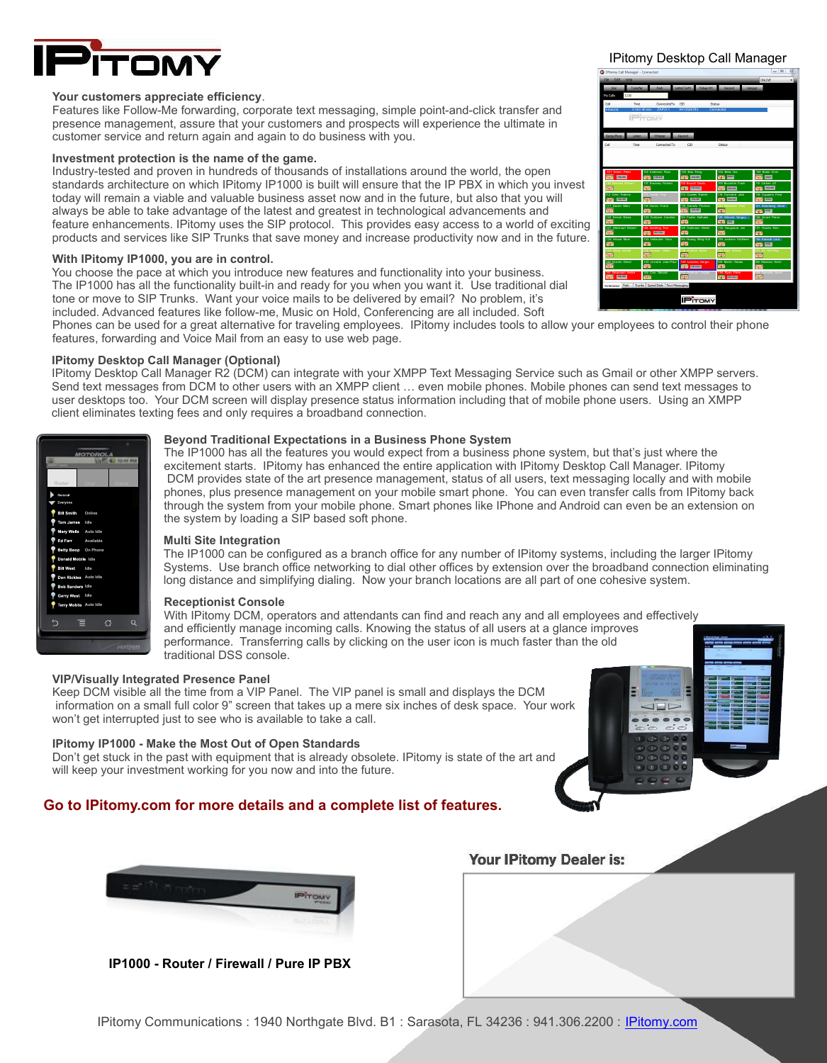IPitomy Desktop Call Manager

**Your customers appreciate efficiency**.
Features like Follow-Me forwarding, corporate text messaging, simple point-and-click transfer and presence management, assure that your customers and prospects will experience the ultimate in customer service and return again and again to do business with you.

**Investment protection is the name of the game.**
Industry-tested and proven in hundreds of thousands of installations around the world, the open standards architecture on which IPitomy IP1000 is built will ensure that the IP PBX in which you invest today will remain a viable and valuable business asset now and in the future, but also that you will always be able to take advantage of the latest and greatest in technological advancements and feature enhancements. IPitomy uses the SIP protocol. This provides easy access to a world of exciting products and services like SIP Trunks that save money and increase productivity now and in the future.

**With IPitomy IP1000, you are in control.**
You choose the pace at which you introduce new features and functionality into your business. The IP1000 has all the functionality built-in and ready for you when you want it. Use traditional dial tone or move to SIP Trunks. Want your voice mails to be delivered by email? No problem, it's included. Advanced features like follow-me, Music on Hold, Conferencing are all included. Soft Phones can be used for a great alternative for traveling employees. IPitomy includes tools to allow your employees to control their phone features, forwarding and Voice Mail from an easy to use web page.

**IPitomy Desktop Call Manager (Optional)**
IPitomy Desktop Call Manager R2 (DCM) can integrate with your XMPP Text Messaging Service such as Gmail or other XMPP servers. Send text messages from DCM to other users with an XMPP client … even mobile phones. Mobile phones can send text messages to user desktops too. Your DCM screen will display presence status information including that of mobile phone users. Using an XMPP client eliminates texting fees and only requires a broadband connection.

**Beyond Traditional Expectations in a Business Phone System**
The IP1000 has all the features you would expect from a business phone system, but that's just where the excitement starts. IPitomy has enhanced the entire application with IPitomy Desktop Call Manager. IPitomy DCM provides state of the art presence management, status of all users, text messaging locally and with mobile phones, plus presence management on your mobile smart phone. You can even transfer calls from IPitomy back through the system from your mobile phone. Smart phones like IPhone and Android can even be an extension on the system by loading a SIP based soft phone.

**Multi Site Integration**
The IP1000 can be configured as a branch office for any number of IPitomy systems, including the larger IPitomy Systems. Use branch office networking to dial other offices by extension over the broadband connection eliminating long distance and simplifying dialing. Now your branch locations are all part of one cohesive system.

**Receptionist Console**
With IPitomy DCM, operators and attendants can find and reach any and all employees and effectively and efficiently manage incoming calls. Knowing the status of all users at a glance improves performance. Transferring calls by clicking on the user icon is much faster than the old traditional DSS console.

**VIP/Visually Integrated Presence Panel**
Keep DCM visible all the time from a VIP Panel. The VIP panel is small and displays the DCM information on a small full color 9" screen that takes up a mere six inches of desk space. Your work won't get interrupted just to see who is available to take a call.

**IPitomy IP1000 - Make the Most Out of Open Standards**
Don't get stuck in the past with equipment that is already obsolete. IPitomy is state of the art and will keep your investment working for you now and into the future.

**Go to IPitomy.com for more details and a complete list of features.**

**Your IPitomy Dealer is:**

**IP1000 - Router / Firewall / Pure IP PBX**

IPitomy Communications : 1940 Northgate Blvd. B1 : Sarasota, FL 34236 : 941.306.2200 : IPitomy.com